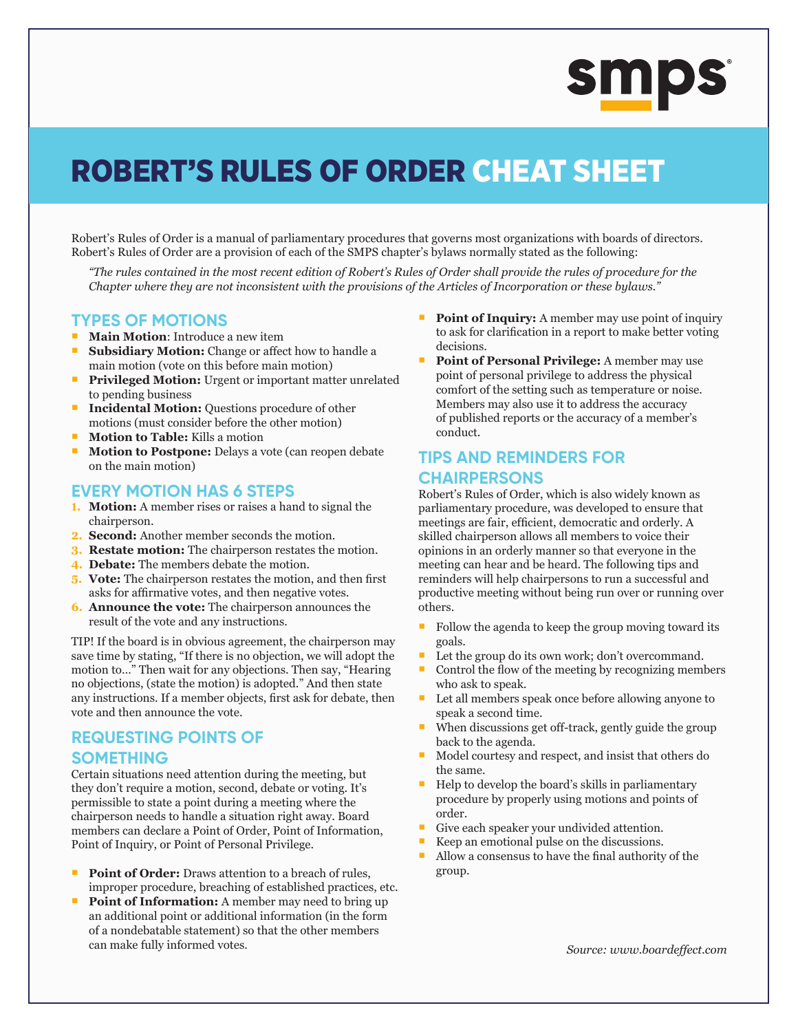smps

# ROBERT'S RULES OF ORDER CHEAT SHEET

Robert's Rules of Order is a manual of parliamentary procedures that governs most organizations with boards of directors. Robert's Rules of Order are a provision of each of the SMPS chapter's bylaws normally stated as the following:

*"The rules contained in the most recent edition of Robert's Rules of Order shall provide the rules of procedure for the Chapter where they are not inconsistent with the provisions of the Articles of Incorporation or these bylaws."*

## TYPES OF MOTIONS

- **Main Motion**: Introduce a new item
- **Subsidiary Motion:** Change or affect how to handle a main motion (vote on this before main motion)
- **Privileged Motion:** Urgent or important matter unrelated to pending business
- **Incidental Motion:** Questions procedure of other motions (must consider before the other motion)
- **Motion to Table:** Kills a motion
- **Motion to Postpone:** Delays a vote (can reopen debate on the main motion)

## EVERY MOTION HAS 6 STEPS

1. **Motion:** A member rises or raises a hand to signal the chairperson.
2. **Second:** Another member seconds the motion.
3. **Restate motion:** The chairperson restates the motion.
4. **Debate:** The members debate the motion.
5. **Vote:** The chairperson restates the motion, and then first asks for affirmative votes, and then negative votes.
6. **Announce the vote:** The chairperson announces the result of the vote and any instructions.

TIP! If the board is in obvious agreement, the chairperson may save time by stating, "If there is no objection, we will adopt the motion to…" Then wait for any objections. Then say, "Hearing no objections, (state the motion) is adopted." And then state any instructions. If a member objects, first ask for debate, then vote and then announce the vote.

## REQUESTING POINTS OF SOMETHING

Certain situations need attention during the meeting, but they don't require a motion, second, debate or voting. It's permissible to state a point during a meeting where the chairperson needs to handle a situation right away. Board members can declare a Point of Order, Point of Information, Point of Inquiry, or Point of Personal Privilege.

- **Point of Order:** Draws attention to a breach of rules, improper procedure, breaching of established practices, etc.
- **Point of Information:** A member may need to bring up an additional point or additional information (in the form of a nondebatable statement) so that the other members can make fully informed votes.
- **Point of Inquiry:** A member may use point of inquiry to ask for clarification in a report to make better voting decisions.
- **Point of Personal Privilege:** A member may use point of personal privilege to address the physical comfort of the setting such as temperature or noise. Members may also use it to address the accuracy of published reports or the accuracy of a member's conduct.

## TIPS AND REMINDERS FOR CHAIRPERSONS

Robert's Rules of Order, which is also widely known as parliamentary procedure, was developed to ensure that meetings are fair, efficient, democratic and orderly. A skilled chairperson allows all members to voice their opinions in an orderly manner so that everyone in the meeting can hear and be heard. The following tips and reminders will help chairpersons to run a successful and productive meeting without being run over or running over others.

- Follow the agenda to keep the group moving toward its goals.
- Let the group do its own work; don't overcommand.
- Control the flow of the meeting by recognizing members who ask to speak.
- Let all members speak once before allowing anyone to speak a second time.
- When discussions get off-track, gently guide the group back to the agenda.
- Model courtesy and respect, and insist that others do the same.
- Help to develop the board's skills in parliamentary procedure by properly using motions and points of order.
- Give each speaker your undivided attention.
- Keep an emotional pulse on the discussions.
- Allow a consensus to have the final authority of the group.

*Source: www.boardeffect.com*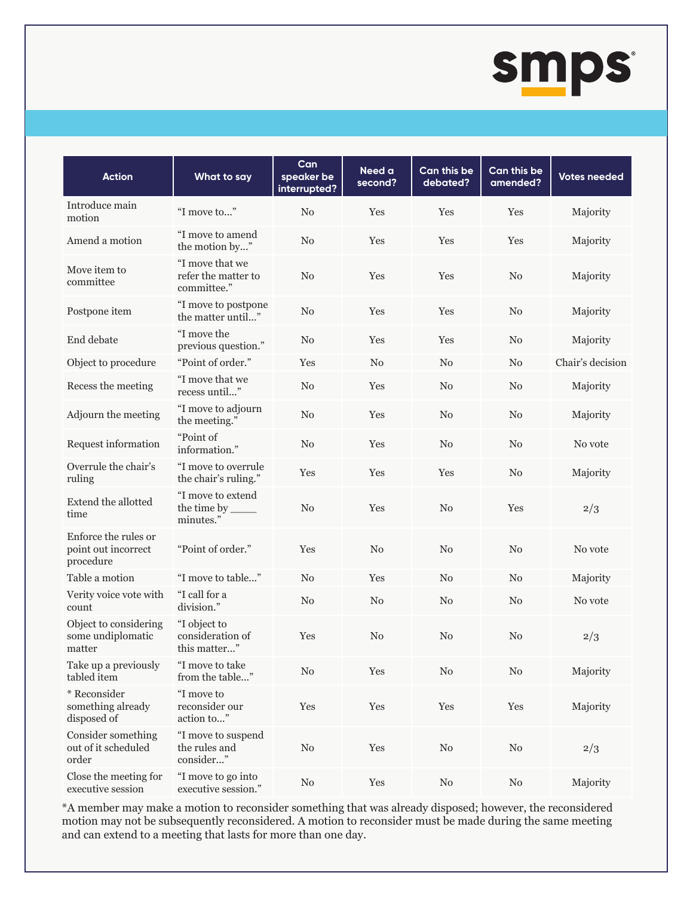| Action | What to say | Can speaker be interrupted? | Need a second? | Can this be debated? | Can this be amended? | Votes needed |
|---|---|---|---|---|---|---|
| Introduce main motion | "I move to…" | No | Yes | Yes | Yes | Majority |
| Amend a motion | "I move to amend the motion by…" | No | Yes | Yes | Yes | Majority |
| Move item to committee | "I move that we refer the matter to committee." | No | Yes | Yes | No | Majority |
| Postpone item | "I move to postpone the matter until…" | No | Yes | Yes | No | Majority |
| End debate | "I move the previous question." | No | Yes | Yes | No | Majority |
| Object to procedure | "Point of order." | Yes | No | No | No | Chair's decision |
| Recess the meeting | "I move that we recess until…" | No | Yes | No | No | Majority |
| Adjourn the meeting | "I move to adjourn the meeting." | No | Yes | No | No | Majority |
| Request information | "Point of information." | No | Yes | No | No | No vote |
| Overrule the chair's ruling | "I move to overrule the chair's ruling." | Yes | Yes | Yes | No | Majority |
| Extend the allotted time | "I move to extend the time by ____ minutes." | No | Yes | No | Yes | 2/3 |
| Enforce the rules or point out incorrect procedure | "Point of order." | Yes | No | No | No | No vote |
| Table a motion | "I move to table…" | No | Yes | No | No | Majority |
| Verity voice vote with count | "I call for a division." | No | No | No | No | No vote |
| Object to considering some undiplomatic matter | "I object to consideration of this matter…" | Yes | No | No | No | 2/3 |
| Take up a previously tabled item | "I move to take from the table…" | No | Yes | No | No | Majority |
| * Reconsider something already disposed of | "I move to reconsider our action to…" | Yes | Yes | Yes | Yes | Majority |
| Consider something out of it scheduled order | "I move to suspend the rules and consider…" | No | Yes | No | No | 2/3 |
| Close the meeting for executive session | "I move to go into executive session." | No | Yes | No | No | Majority |

*A member may make a motion to reconsider something that was already disposed; however, the reconsidered motion may not be subsequently reconsidered. A motion to reconsider must be made during the same meeting and can extend to a meeting that lasts for more than one day.